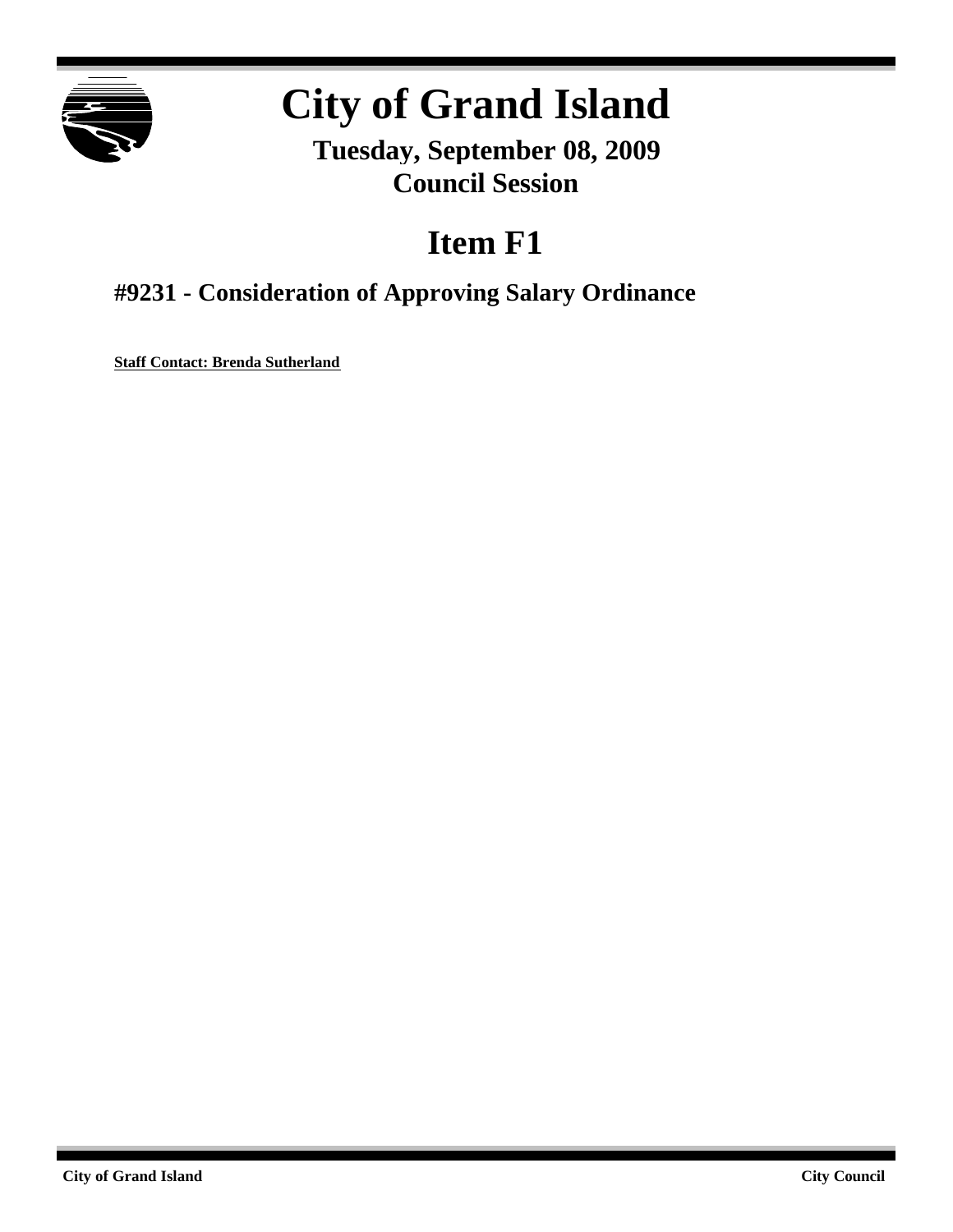# City of Grand Island

**Tuesday, September 08, 2009**
**Council Session**

## Item F1

### #9231 - Consideration of Approving Salary Ordinance

**Staff Contact: Brenda Sutherland**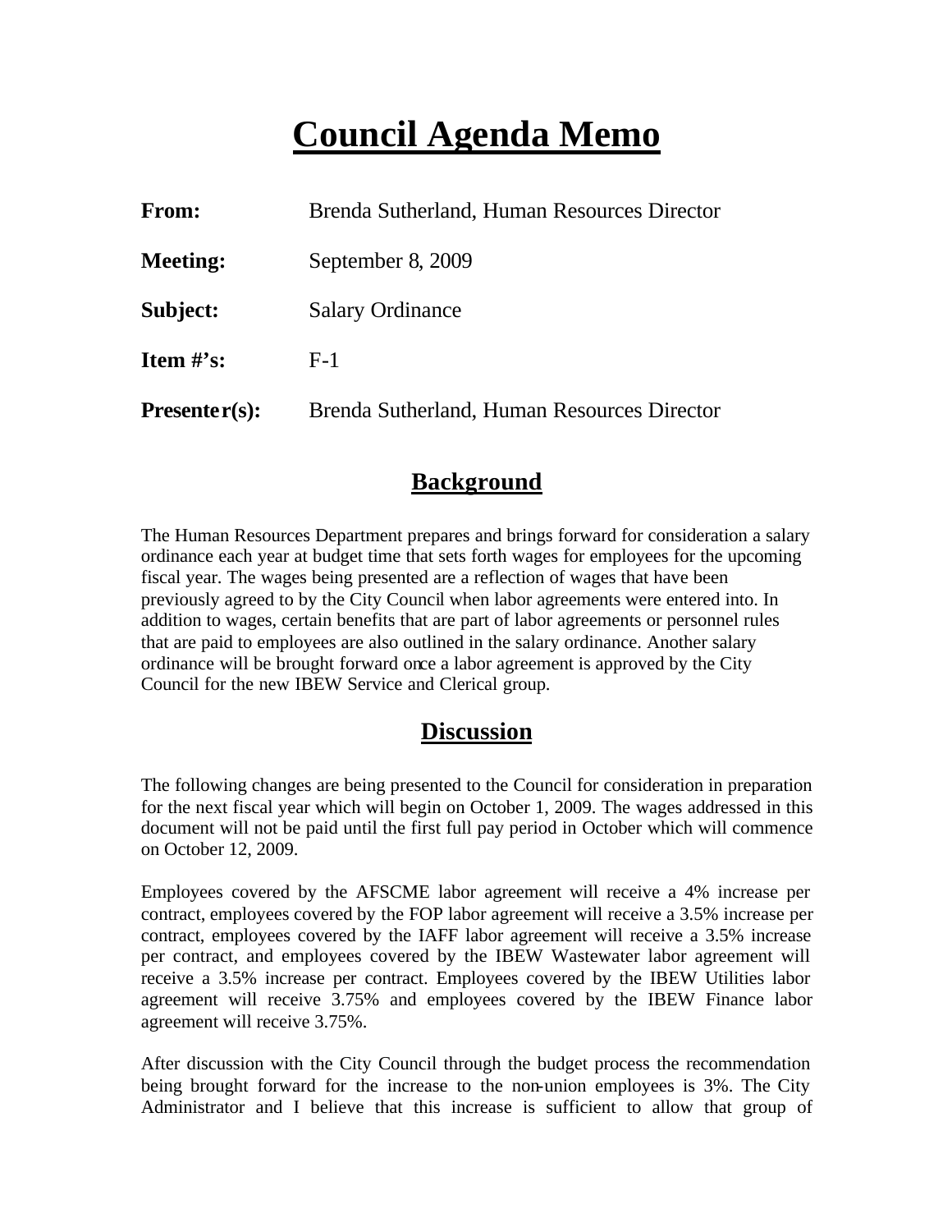# Council Agenda Memo

| | |
|---|---|
| **From:** | Brenda Sutherland, Human Resources Director |
| **Meeting:** | September 8, 2009 |
| **Subject:** | Salary Ordinance |
| **Item #'s:** | F-1 |
| **Presenter(s):** | Brenda Sutherland, Human Resources Director |

## Background

The Human Resources Department prepares and brings forward for consideration a salary ordinance each year at budget time that sets forth wages for employees for the upcoming fiscal year. The wages being presented are a reflection of wages that have been previously agreed to by the City Council when labor agreements were entered into. In addition to wages, certain benefits that are part of labor agreements or personnel rules that are paid to employees are also outlined in the salary ordinance. Another salary ordinance will be brought forward once a labor agreement is approved by the City Council for the new IBEW Service and Clerical group.

## Discussion

The following changes are being presented to the Council for consideration in preparation for the next fiscal year which will begin on October 1, 2009. The wages addressed in this document will not be paid until the first full pay period in October which will commence on October 12, 2009.

Employees covered by the AFSCME labor agreement will receive a 4% increase per contract, employees covered by the FOP labor agreement will receive a 3.5% increase per contract, employees covered by the IAFF labor agreement will receive a 3.5% increase per contract, and employees covered by the IBEW Wastewater labor agreement will receive a 3.5% increase per contract. Employees covered by the IBEW Utilities labor agreement will receive 3.75% and employees covered by the IBEW Finance labor agreement will receive 3.75%.

After discussion with the City Council through the budget process the recommendation being brought forward for the increase to the non-union employees is 3%. The City Administrator and I believe that this increase is sufficient to allow that group of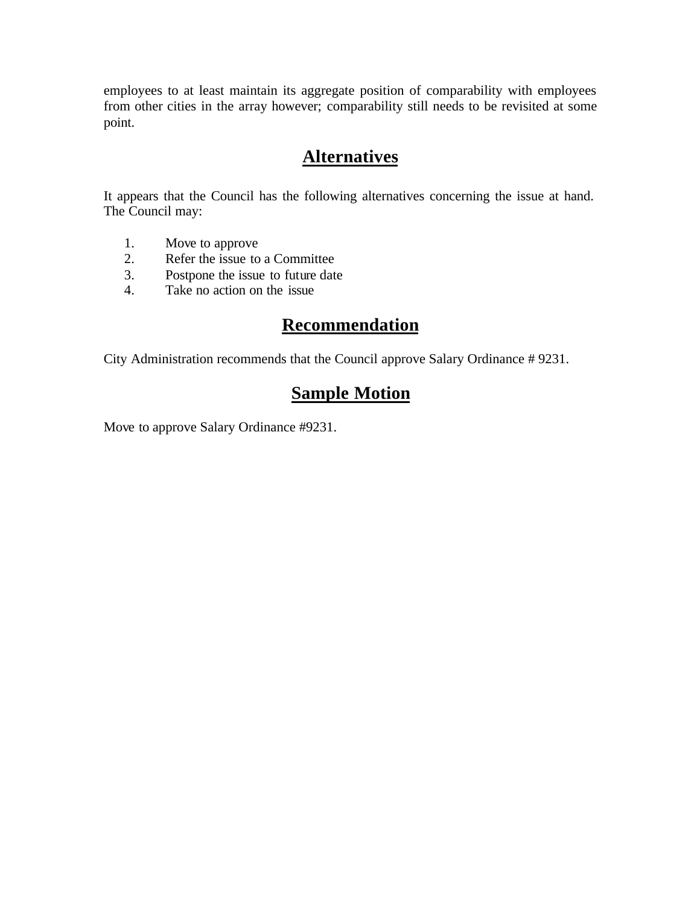employees to at least maintain its aggregate position of comparability with employees from other cities in the array however; comparability still needs to be revisited at some point.

## Alternatives

It appears that the Council has the following alternatives concerning the issue at hand. The Council may:

1. Move to approve
2. Refer the issue to a Committee
3. Postpone the issue to future date
4. Take no action on the issue

## Recommendation

City Administration recommends that the Council approve Salary Ordinance # 9231.

## Sample Motion

Move to approve Salary Ordinance #9231.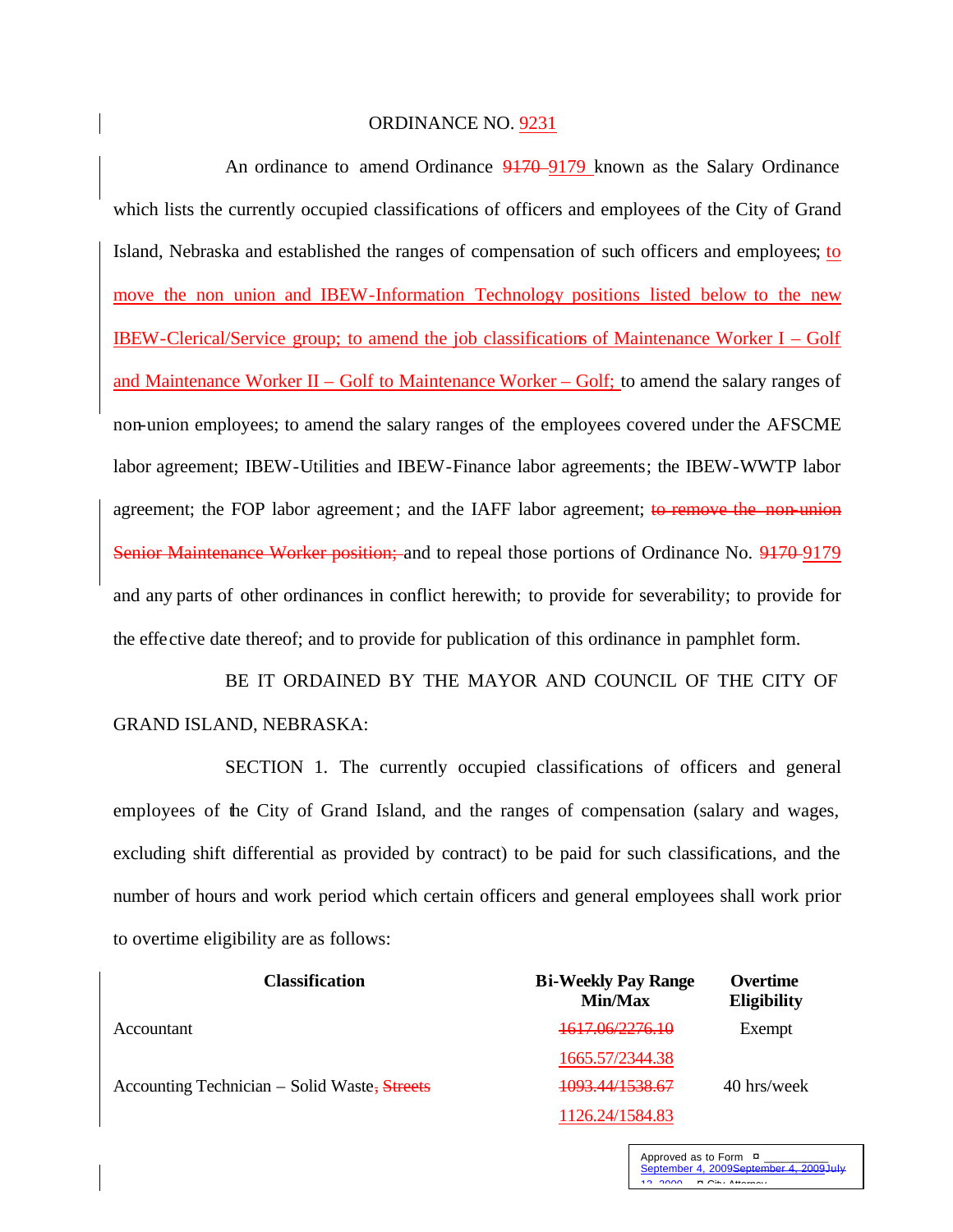ORDINANCE NO. 9231

An ordinance to amend Ordinance ~~9170~~ 9179 known as the Salary Ordinance which lists the currently occupied classifications of officers and employees of the City of Grand Island, Nebraska and established the ranges of compensation of such officers and employees; to move the non union and IBEW-Information Technology positions listed below to the new IBEW-Clerical/Service group; to amend the job classifications of Maintenance Worker I – Golf and Maintenance Worker II – Golf to Maintenance Worker – Golf; to amend the salary ranges of non-union employees; to amend the salary ranges of the employees covered under the AFSCME labor agreement; IBEW-Utilities and IBEW-Finance labor agreements; the IBEW-WWTP labor agreement; the FOP labor agreement; and the IAFF labor agreement; ~~to remove the non-union Senior Maintenance Worker position;~~ and to repeal those portions of Ordinance No. ~~9170~~ 9179 and any parts of other ordinances in conflict herewith; to provide for severability; to provide for the effective date thereof; and to provide for publication of this ordinance in pamphlet form.

BE IT ORDAINED BY THE MAYOR AND COUNCIL OF THE CITY OF GRAND ISLAND, NEBRASKA:

SECTION 1. The currently occupied classifications of officers and general employees of the City of Grand Island, and the ranges of compensation (salary and wages, excluding shift differential as provided by contract) to be paid for such classifications, and the number of hours and work period which certain officers and general employees shall work prior to overtime eligibility are as follows:

| Classification | Bi-Weekly Pay Range Min/Max | Overtime Eligibility |
|---|---|---|
| Accountant | ~~1617.06/2276.10~~ 1665.57/2344.38 | Exempt |
| Accounting Technician – Solid Waste~~, Streets~~ | ~~1093.44/1538.67~~ 1126.24/1584.83 | 40 hrs/week |

Approved as to Form ¤ September 4, 2009~~September 4, 2009July 13, 2009~~ ¤ City Attorney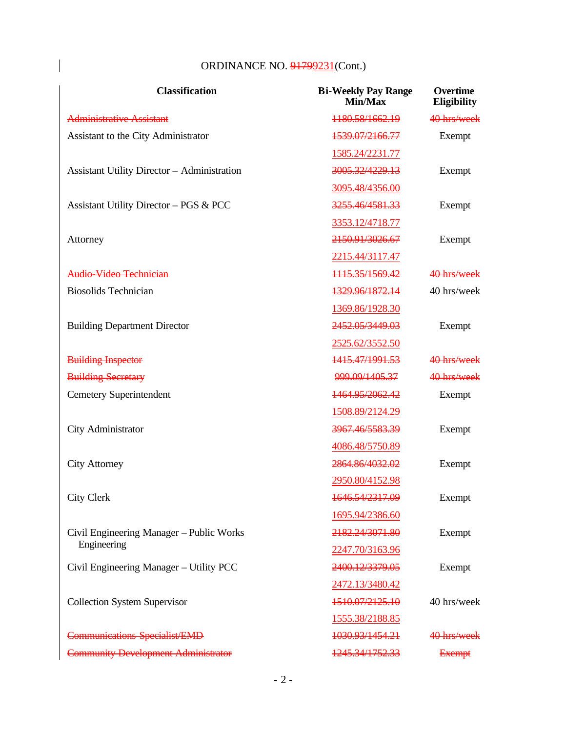ORDINANCE NO. ~~91799~~9231(Cont.)

| Classification | Bi-Weekly Pay Range Min/Max | Overtime Eligibility |
|---|---|---|
| ~~Administrative Assistant~~ | ~~1180.58/1662.19~~ | ~~40 hrs/week~~ |
| Assistant to the City Administrator | ~~1539.07/2166.77~~ | Exempt |
| | 1585.24/2231.77 | |
| Assistant Utility Director – Administration | ~~3005.32/4229.13~~ | Exempt |
| | 3095.48/4356.00 | |
| Assistant Utility Director – PGS & PCC | ~~3255.46/4581.33~~ | Exempt |
| | 3353.12/4718.77 | |
| Attorney | ~~2150.91/3026.67~~ | Exempt |
| | 2215.44/3117.47 | |
| ~~Audio-Video Technician~~ | ~~1115.35/1569.42~~ | ~~40 hrs/week~~ |
| Biosolids Technician | ~~1329.96/1872.14~~ | 40 hrs/week |
| | 1369.86/1928.30 | |
| Building Department Director | ~~2452.05/3449.03~~ | Exempt |
| | 2525.62/3552.50 | |
| ~~Building Inspector~~ | ~~1415.47/1991.53~~ | ~~40 hrs/week~~ |
| ~~Building Secretary~~ | ~~999.09/1405.37~~ | ~~40 hrs/week~~ |
| Cemetery Superintendent | ~~1464.95/2062.42~~ | Exempt |
| | 1508.89/2124.29 | |
| City Administrator | ~~3967.46/5583.39~~ | Exempt |
| | 4086.48/5750.89 | |
| City Attorney | ~~2864.86/4032.02~~ | Exempt |
| | 2950.80/4152.98 | |
| City Clerk | ~~1646.54/2317.09~~ | Exempt |
| | 1695.94/2386.60 | |
| Civil Engineering Manager – Public Works Engineering | ~~2182.24/3071.80~~ | Exempt |
| | 2247.70/3163.96 | |
| Civil Engineering Manager – Utility PCC | ~~2400.12/3379.05~~ | Exempt |
| | 2472.13/3480.42 | |
| Collection System Supervisor | ~~1510.07/2125.10~~ | 40 hrs/week |
| | 1555.38/2188.85 | |
| ~~Communications Specialist/EMD~~ | ~~1030.93/1454.21~~ | ~~40 hrs/week~~ |
| ~~Community Development Administrator~~ | ~~1245.34/1752.33~~ | ~~Exempt~~ |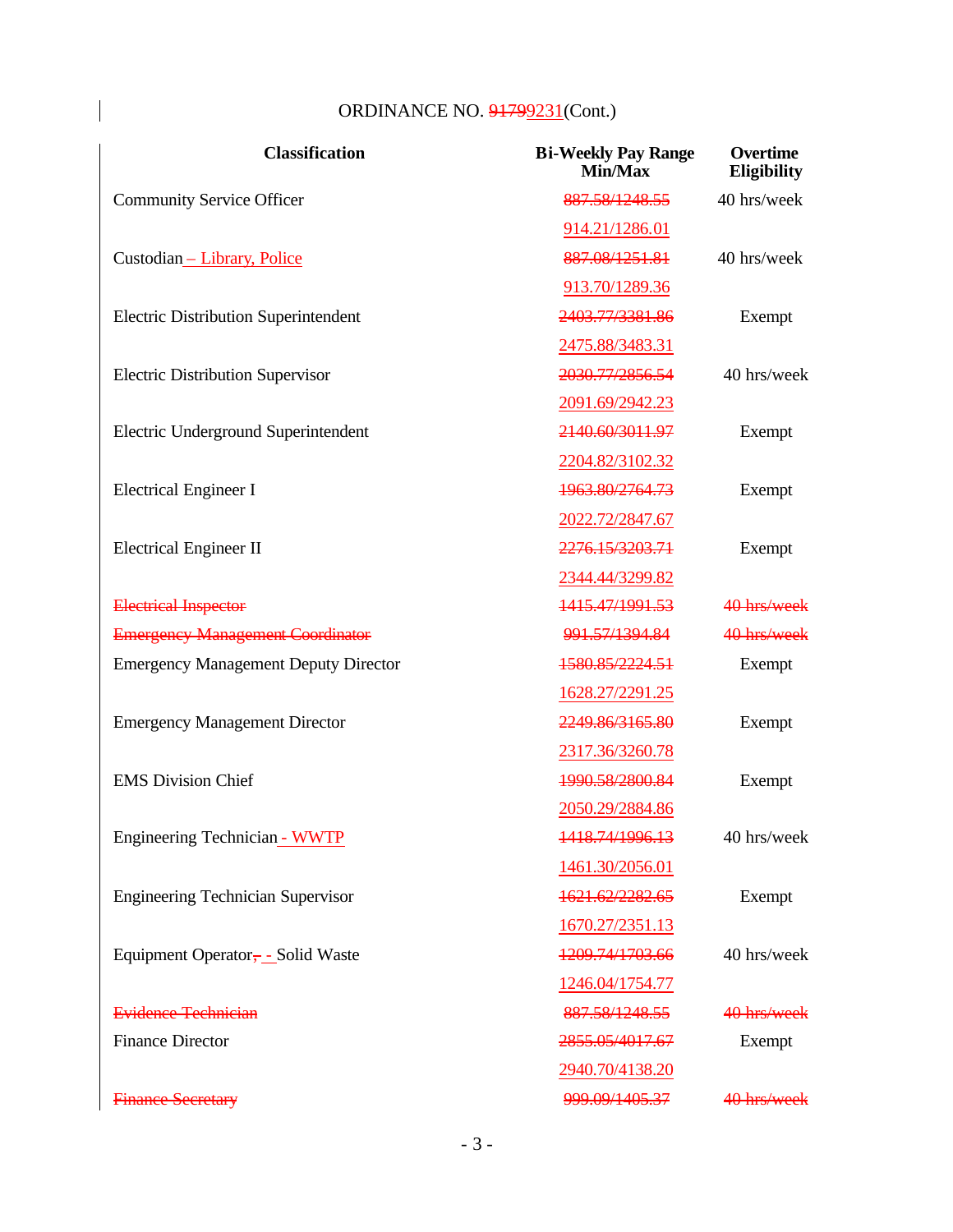ORDINANCE NO. ~~91799~~231(Cont.)

| Classification | Bi-Weekly Pay Range Min/Max | Overtime Eligibility |
|---|---|---|
| Community Service Officer | ~~887.58/1248.55~~ | 40 hrs/week |
| | 914.21/1286.01 | |
| Custodian – Library, Police | ~~887.08/1251.81~~ | 40 hrs/week |
| | 913.70/1289.36 | |
| Electric Distribution Superintendent | ~~2403.77/3381.86~~ | Exempt |
| | 2475.88/3483.31 | |
| Electric Distribution Supervisor | ~~2030.77/2856.54~~ | 40 hrs/week |
| | 2091.69/2942.23 | |
| Electric Underground Superintendent | ~~2140.60/3011.97~~ | Exempt |
| | 2204.82/3102.32 | |
| Electrical Engineer I | ~~1963.80/2764.73~~ | Exempt |
| | 2022.72/2847.67 | |
| Electrical Engineer II | ~~2276.15/3203.71~~ | Exempt |
| | 2344.44/3299.82 | |
| ~~Electrical Inspector~~ | ~~1415.47/1991.53~~ | ~~40 hrs/week~~ |
| ~~Emergency Management Coordinator~~ | ~~991.57/1394.84~~ | ~~40 hrs/week~~ |
| Emergency Management Deputy Director | ~~1580.85/2224.51~~ | Exempt |
| | 1628.27/2291.25 | |
| Emergency Management Director | ~~2249.86/3165.80~~ | Exempt |
| | 2317.36/3260.78 | |
| EMS Division Chief | ~~1990.58/2800.84~~ | Exempt |
| | 2050.29/2884.86 | |
| Engineering Technician - WWTP | ~~1418.74/1996.13~~ | 40 hrs/week |
| | 1461.30/2056.01 | |
| Engineering Technician Supervisor | ~~1621.62/2282.65~~ | Exempt |
| | 1670.27/2351.13 | |
| Equipment Operator~~,~~ - Solid Waste | ~~1209.74/1703.66~~ | 40 hrs/week |
| | 1246.04/1754.77 | |
| ~~Evidence Technician~~ | ~~887.58/1248.55~~ | ~~40 hrs/week~~ |
| Finance Director | ~~2855.05/4017.67~~ | Exempt |
| | 2940.70/4138.20 | |
| ~~Finance Secretary~~ | ~~999.09/1405.37~~ | ~~40 hrs/week~~ |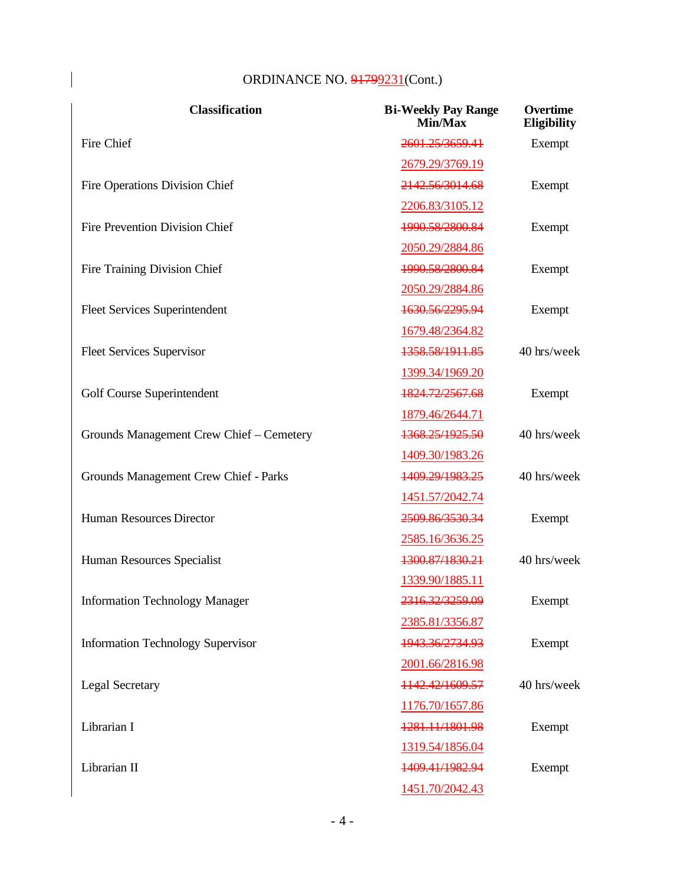ORDINANCE NO. ~~91799~~<u>9231</u>(Cont.)

| Classification | Bi-Weekly Pay Range Min/Max | Overtime Eligibility |
|---|---|---|
| Fire Chief | ~~2601.25/3659.41~~ | Exempt |
| | <u>2679.29/3769.19</u> | |
| Fire Operations Division Chief | ~~2142.56/3014.68~~ | Exempt |
| | <u>2206.83/3105.12</u> | |
| Fire Prevention Division Chief | ~~1990.58/2800.84~~ | Exempt |
| | <u>2050.29/2884.86</u> | |
| Fire Training Division Chief | ~~1990.58/2800.84~~ | Exempt |
| | <u>2050.29/2884.86</u> | |
| Fleet Services Superintendent | ~~1630.56/2295.94~~ | Exempt |
| | <u>1679.48/2364.82</u> | |
| Fleet Services Supervisor | ~~1358.58/1911.85~~ | 40 hrs/week |
| | <u>1399.34/1969.20</u> | |
| Golf Course Superintendent | ~~1824.72/2567.68~~ | Exempt |
| | <u>1879.46/2644.71</u> | |
| Grounds Management Crew Chief – Cemetery | ~~1368.25/1925.50~~ | 40 hrs/week |
| | <u>1409.30/1983.26</u> | |
| Grounds Management Crew Chief - Parks | ~~1409.29/1983.25~~ | 40 hrs/week |
| | <u>1451.57/2042.74</u> | |
| Human Resources Director | ~~2509.86/3530.34~~ | Exempt |
| | <u>2585.16/3636.25</u> | |
| Human Resources Specialist | ~~1300.87/1830.21~~ | 40 hrs/week |
| | <u>1339.90/1885.11</u> | |
| Information Technology Manager | ~~2316.32/3259.09~~ | Exempt |
| | <u>2385.81/3356.87</u> | |
| Information Technology Supervisor | ~~1943.36/2734.93~~ | Exempt |
| | <u>2001.66/2816.98</u> | |
| Legal Secretary | ~~1142.42/1609.57~~ | 40 hrs/week |
| | <u>1176.70/1657.86</u> | |
| Librarian I | ~~1281.11/1801.98~~ | Exempt |
| | <u>1319.54/1856.04</u> | |
| Librarian II | ~~1409.41/1982.94~~ | Exempt |
| | <u>1451.70/2042.43</u> | |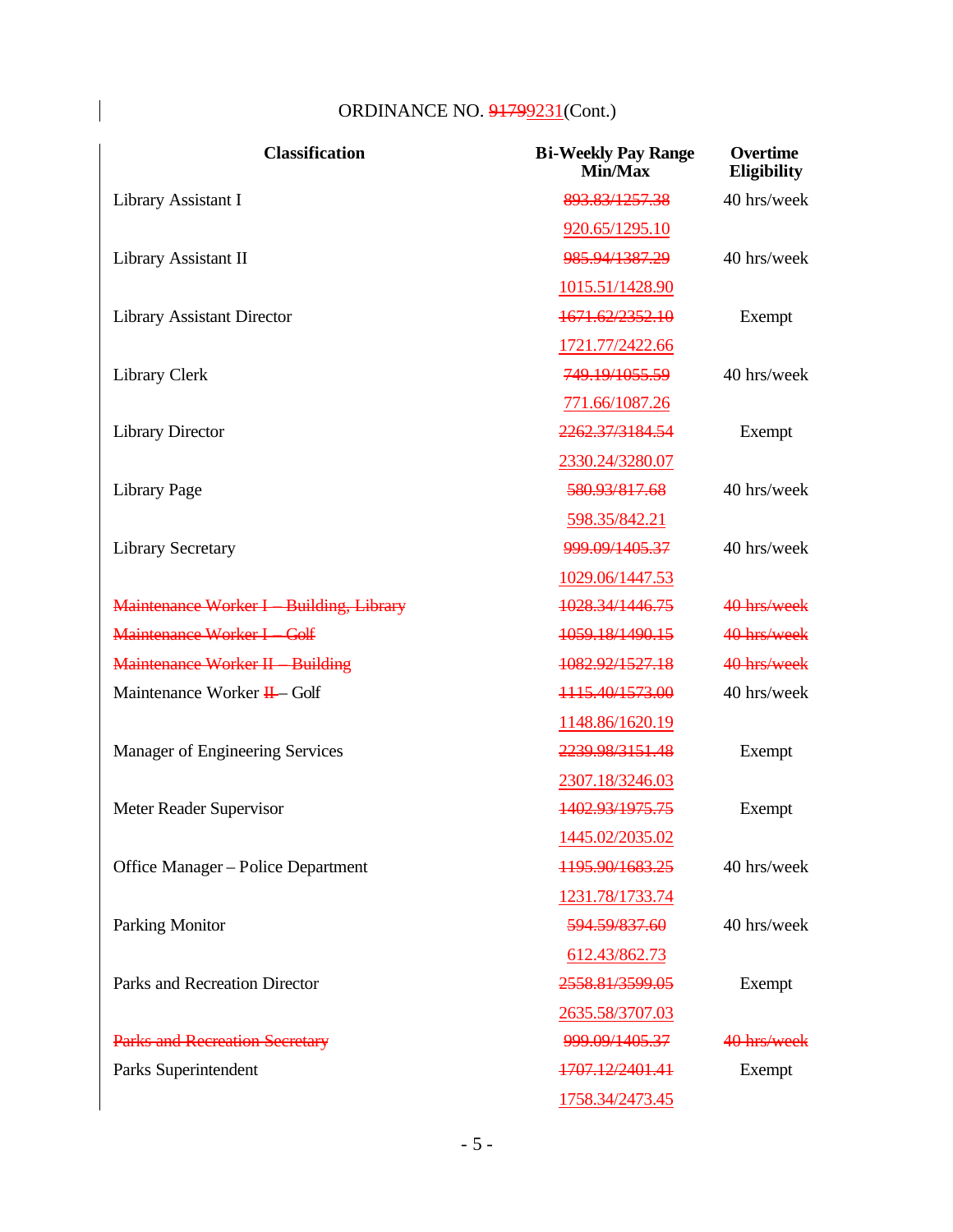ORDINANCE NO. ~~91799~~231(Cont.)

| Classification | Bi-Weekly Pay Range Min/Max | Overtime Eligibility |
|---|---|---|
| Library Assistant I | ~~893.83/1257.38~~ | 40 hrs/week |
| | 920.65/1295.10 | |
| Library Assistant II | ~~985.94/1387.29~~ | 40 hrs/week |
| | 1015.51/1428.90 | |
| Library Assistant Director | ~~1671.62/2352.10~~ | Exempt |
| | 1721.77/2422.66 | |
| Library Clerk | ~~749.19/1055.59~~ | 40 hrs/week |
| | 771.66/1087.26 | |
| Library Director | ~~2262.37/3184.54~~ | Exempt |
| | 2330.24/3280.07 | |
| Library Page | ~~580.93/817.68~~ | 40 hrs/week |
| | 598.35/842.21 | |
| Library Secretary | ~~999.09/1405.37~~ | 40 hrs/week |
| | 1029.06/1447.53 | |
| ~~Maintenance Worker I – Building, Library~~ | ~~1028.34/1446.75~~ | ~~40 hrs/week~~ |
| ~~Maintenance Worker I – Golf~~ | ~~1059.18/1490.15~~ | ~~40 hrs/week~~ |
| ~~Maintenance Worker II – Building~~ | ~~1082.92/1527.18~~ | ~~40 hrs/week~~ |
| Maintenance Worker ~~II~~ – Golf | ~~1115.40/1573.00~~ | 40 hrs/week |
| | 1148.86/1620.19 | |
| Manager of Engineering Services | ~~2239.98/3151.48~~ | Exempt |
| | 2307.18/3246.03 | |
| Meter Reader Supervisor | ~~1402.93/1975.75~~ | Exempt |
| | 1445.02/2035.02 | |
| Office Manager – Police Department | ~~1195.90/1683.25~~ | 40 hrs/week |
| | 1231.78/1733.74 | |
| Parking Monitor | ~~594.59/837.60~~ | 40 hrs/week |
| | 612.43/862.73 | |
| Parks and Recreation Director | ~~2558.81/3599.05~~ | Exempt |
| | 2635.58/3707.03 | |
| ~~Parks and Recreation Secretary~~ | ~~999.09/1405.37~~ | ~~40 hrs/week~~ |
| Parks Superintendent | ~~1707.12/2401.41~~ | Exempt |
| | 1758.34/2473.45 | |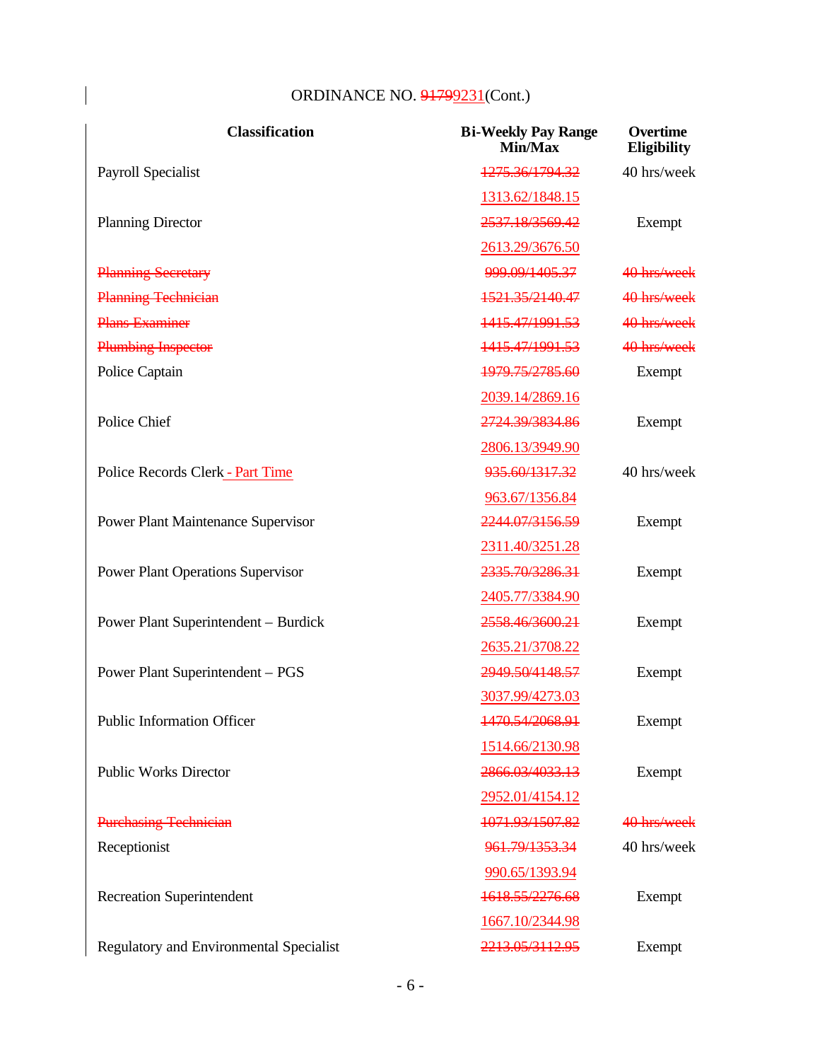ORDINANCE NO. ~~91799~~231(Cont.)

| Classification | Bi-Weekly Pay Range Min/Max | Overtime Eligibility |
|---|---|---|
| Payroll Specialist | ~~1275.36/1794.32~~ | 40 hrs/week |
| | 1313.62/1848.15 | |
| Planning Director | ~~2537.18/3569.42~~ | Exempt |
| | 2613.29/3676.50 | |
| ~~Planning Secretary~~ | ~~999.09/1405.37~~ | ~~40 hrs/week~~ |
| ~~Planning Technician~~ | ~~1521.35/2140.47~~ | ~~40 hrs/week~~ |
| ~~Plans Examiner~~ | ~~1415.47/1991.53~~ | ~~40 hrs/week~~ |
| ~~Plumbing Inspector~~ | ~~1415.47/1991.53~~ | ~~40 hrs/week~~ |
| Police Captain | ~~1979.75/2785.60~~ | Exempt |
| | 2039.14/2869.16 | |
| Police Chief | ~~2724.39/3834.86~~ | Exempt |
| | 2806.13/3949.90 | |
| Police Records Clerk - Part Time | ~~935.60/1317.32~~ | 40 hrs/week |
| | 963.67/1356.84 | |
| Power Plant Maintenance Supervisor | ~~2244.07/3156.59~~ | Exempt |
| | 2311.40/3251.28 | |
| Power Plant Operations Supervisor | ~~2335.70/3286.31~~ | Exempt |
| | 2405.77/3384.90 | |
| Power Plant Superintendent – Burdick | ~~2558.46/3600.21~~ | Exempt |
| | 2635.21/3708.22 | |
| Power Plant Superintendent – PGS | ~~2949.50/4148.57~~ | Exempt |
| | 3037.99/4273.03 | |
| Public Information Officer | ~~1470.54/2068.91~~ | Exempt |
| | 1514.66/2130.98 | |
| Public Works Director | ~~2866.03/4033.13~~ | Exempt |
| | 2952.01/4154.12 | |
| ~~Purchasing Technician~~ | ~~1071.93/1507.82~~ | ~~40 hrs/week~~ |
| Receptionist | ~~961.79/1353.34~~ | 40 hrs/week |
| | 990.65/1393.94 | |
| Recreation Superintendent | ~~1618.55/2276.68~~ | Exempt |
| | 1667.10/2344.98 | |
| Regulatory and Environmental Specialist | ~~2213.05/3112.95~~ | Exempt |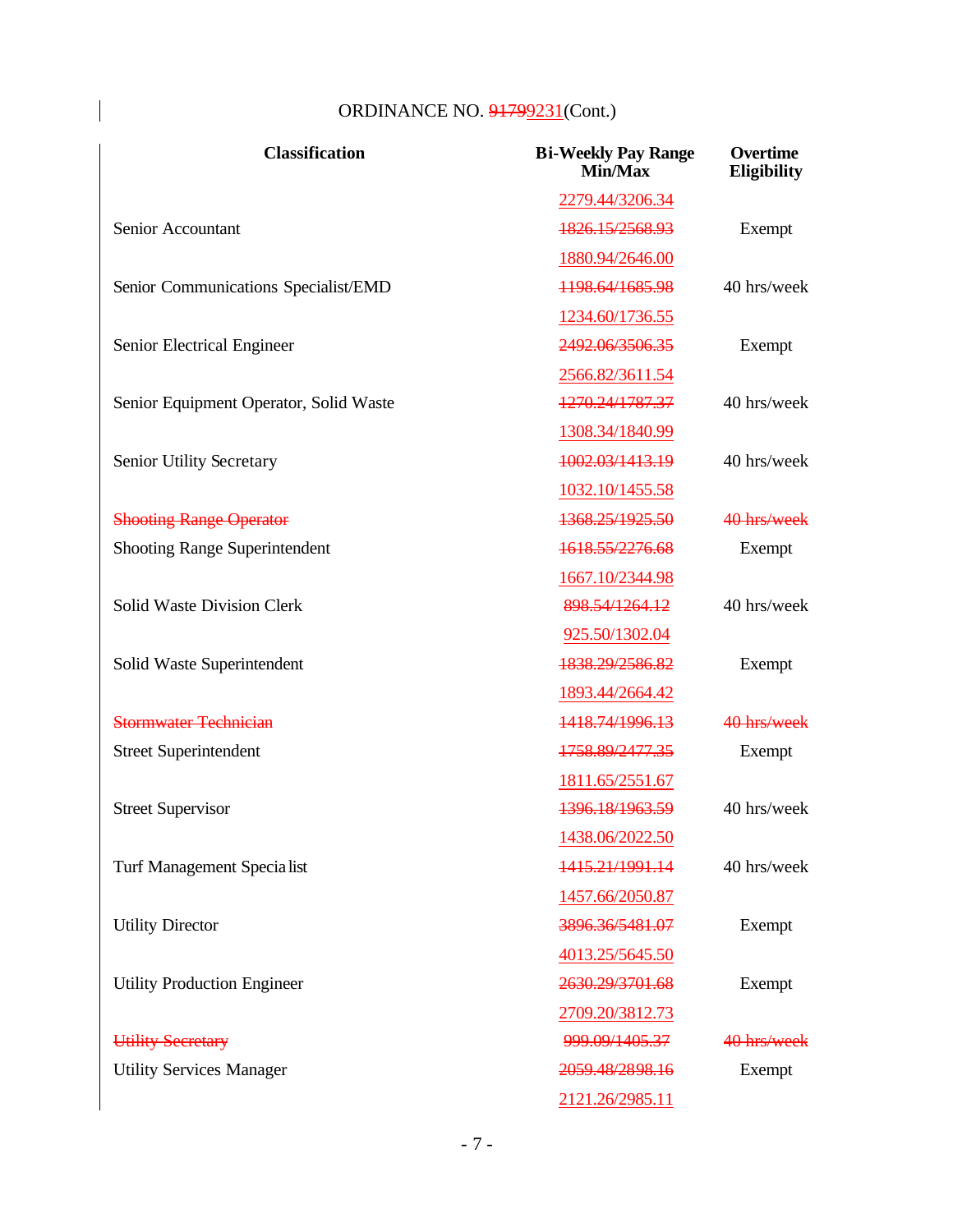ORDINANCE NO. ~~91799~~9231(Cont.)

| Classification | Bi-Weekly Pay Range Min/Max | Overtime Eligibility |
|---|---|---|
| | 2279.44/3206.34 | |
| Senior Accountant | ~~1826.15/2568.93~~ | Exempt |
| | 1880.94/2646.00 | |
| Senior Communications Specialist/EMD | ~~1198.64/1685.98~~ | 40 hrs/week |
| | 1234.60/1736.55 | |
| Senior Electrical Engineer | ~~2492.06/3506.35~~ | Exempt |
| | 2566.82/3611.54 | |
| Senior Equipment Operator, Solid Waste | ~~1270.24/1787.37~~ | 40 hrs/week |
| | 1308.34/1840.99 | |
| Senior Utility Secretary | ~~1002.03/1413.19~~ | 40 hrs/week |
| | 1032.10/1455.58 | |
| ~~Shooting Range Operator~~ | ~~1368.25/1925.50~~ | ~~40 hrs/week~~ |
| Shooting Range Superintendent | ~~1618.55/2276.68~~ | Exempt |
| | 1667.10/2344.98 | |
| Solid Waste Division Clerk | ~~898.54/1264.12~~ | 40 hrs/week |
| | 925.50/1302.04 | |
| Solid Waste Superintendent | ~~1838.29/2586.82~~ | Exempt |
| | 1893.44/2664.42 | |
| ~~Stormwater Technician~~ | ~~1418.74/1996.13~~ | ~~40 hrs/week~~ |
| Street Superintendent | ~~1758.89/2477.35~~ | Exempt |
| | 1811.65/2551.67 | |
| Street Supervisor | ~~1396.18/1963.59~~ | 40 hrs/week |
| | 1438.06/2022.50 | |
| Turf Management Specialist | ~~1415.21/1991.14~~ | 40 hrs/week |
| | 1457.66/2050.87 | |
| Utility Director | ~~3896.36/5481.07~~ | Exempt |
| | 4013.25/5645.50 | |
| Utility Production Engineer | ~~2630.29/3701.68~~ | Exempt |
| | 2709.20/3812.73 | |
| ~~Utility Secretary~~ | ~~999.09/1405.37~~ | ~~40 hrs/week~~ |
| Utility Services Manager | ~~2059.48/2898.16~~ | Exempt |
| | 2121.26/2985.11 | |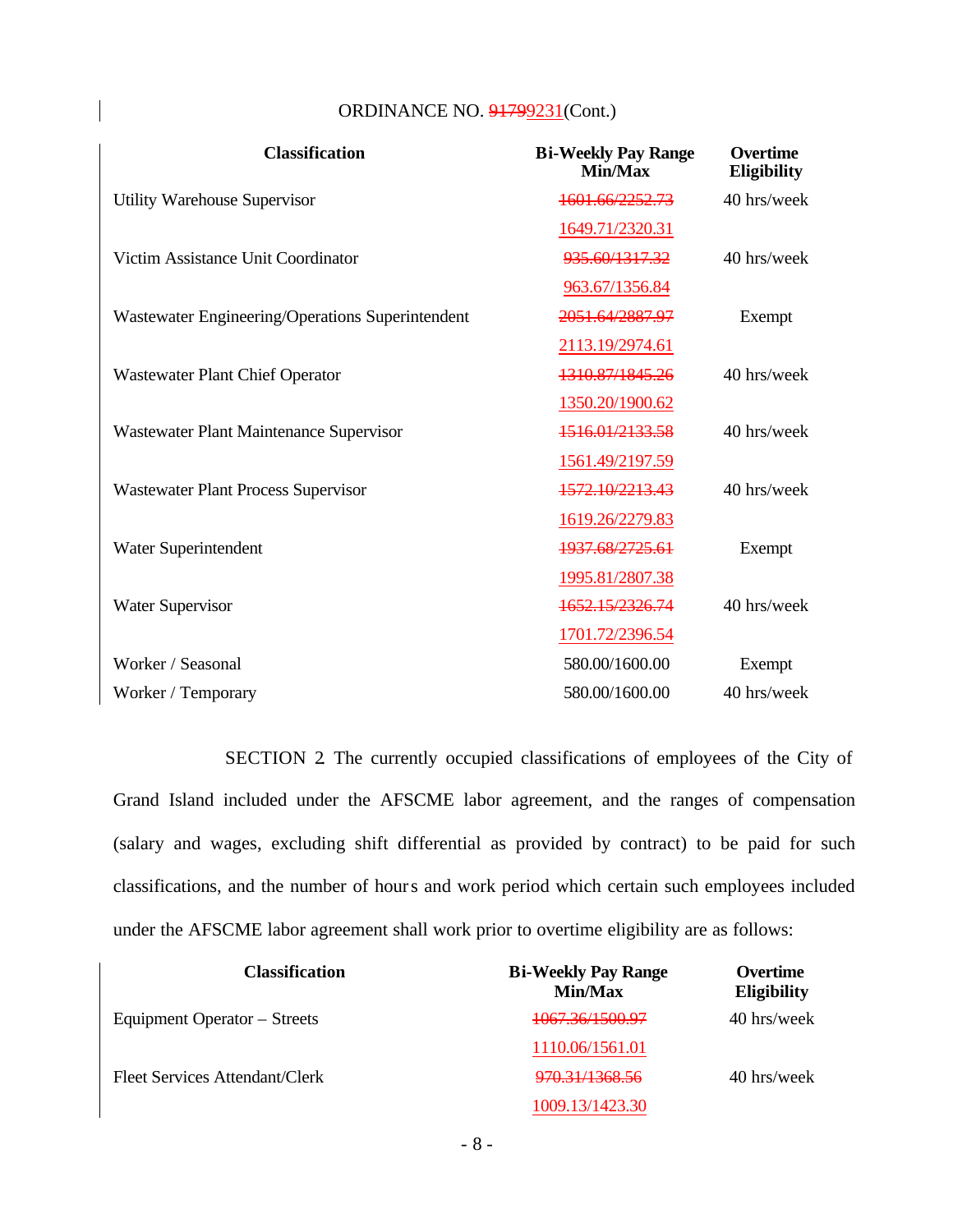ORDINANCE NO. ~~9179~~9231(Cont.)

| Classification | Bi-Weekly Pay Range Min/Max | Overtime Eligibility |
|---|---|---|
| Utility Warehouse Supervisor | ~~1601.66/2252.73~~ 1649.71/2320.31 | 40 hrs/week |
| Victim Assistance Unit Coordinator | ~~935.60/1317.32~~ 963.67/1356.84 | 40 hrs/week |
| Wastewater Engineering/Operations Superintendent | ~~2051.64/2887.97~~ 2113.19/2974.61 | Exempt |
| Wastewater Plant Chief Operator | ~~1310.87/1845.26~~ 1350.20/1900.62 | 40 hrs/week |
| Wastewater Plant Maintenance Supervisor | ~~1516.01/2133.58~~ 1561.49/2197.59 | 40 hrs/week |
| Wastewater Plant Process Supervisor | ~~1572.10/2213.43~~ 1619.26/2279.83 | 40 hrs/week |
| Water Superintendent | ~~1937.68/2725.61~~ 1995.81/2807.38 | Exempt |
| Water Supervisor | ~~1652.15/2326.74~~ 1701.72/2396.54 | 40 hrs/week |
| Worker / Seasonal | 580.00/1600.00 | Exempt |
| Worker / Temporary | 580.00/1600.00 | 40 hrs/week |

SECTION 2. The currently occupied classifications of employees of the City of Grand Island included under the AFSCME labor agreement, and the ranges of compensation (salary and wages, excluding shift differential as provided by contract) to be paid for such classifications, and the number of hours and work period which certain such employees included under the AFSCME labor agreement shall work prior to overtime eligibility are as follows:

| Classification | Bi-Weekly Pay Range Min/Max | Overtime Eligibility |
|---|---|---|
| Equipment Operator – Streets | ~~1067.36/1500.97~~ 1110.06/1561.01 | 40 hrs/week |
| Fleet Services Attendant/Clerk | ~~970.31/1368.56~~ 1009.13/1423.30 | 40 hrs/week |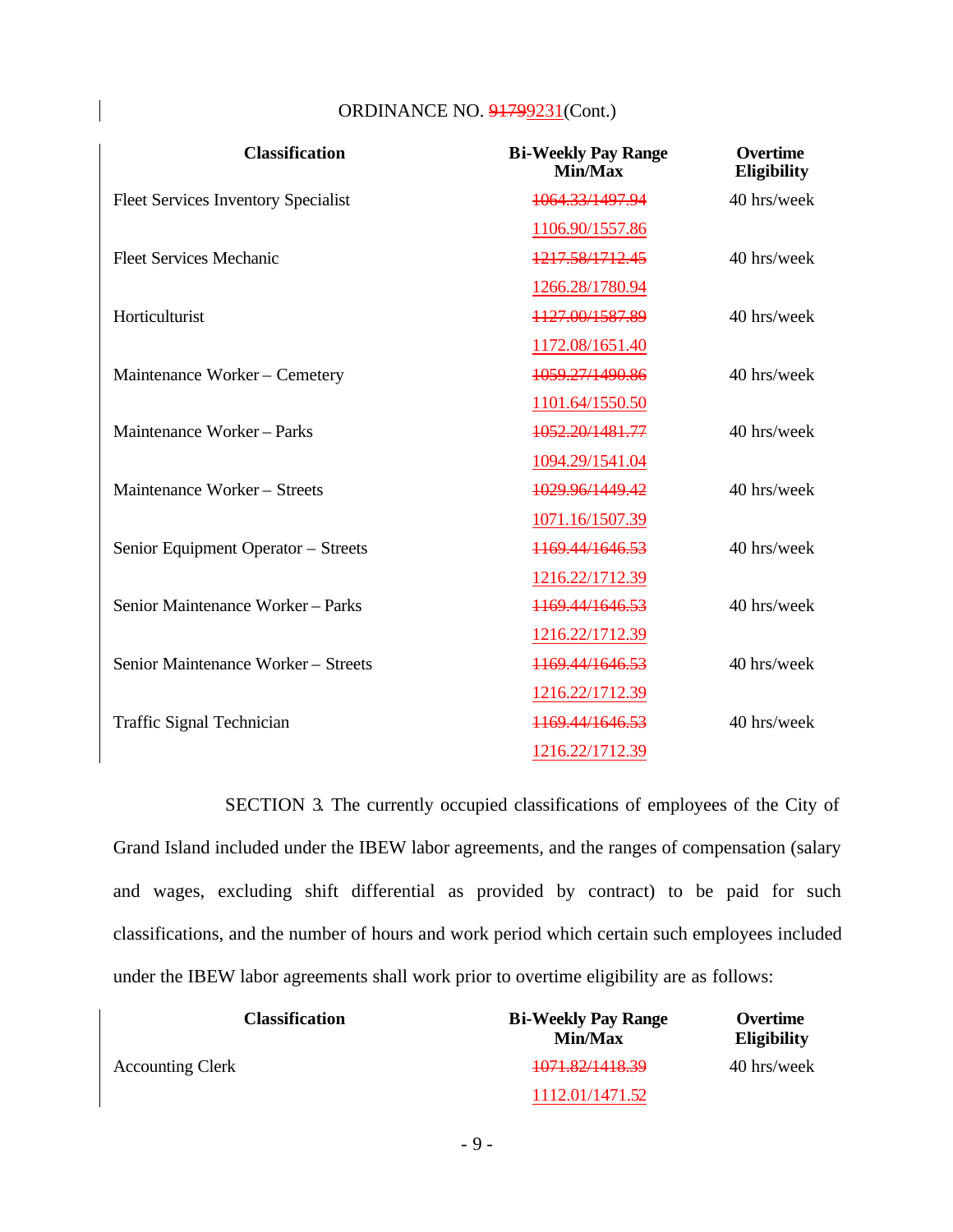ORDINANCE NO. ~~9179~~9231(Cont.)

| Classification | Bi-Weekly Pay Range Min/Max | Overtime Eligibility |
|---|---|---|
| Fleet Services Inventory Specialist | ~~1064.33/1497.94~~ | 40 hrs/week |
| | 1106.90/1557.86 | |
| Fleet Services Mechanic | ~~1217.58/1712.45~~ | 40 hrs/week |
| | 1266.28/1780.94 | |
| Horticulturist | ~~1127.00/1587.89~~ | 40 hrs/week |
| | 1172.08/1651.40 | |
| Maintenance Worker – Cemetery | ~~1059.27/1490.86~~ | 40 hrs/week |
| | 1101.64/1550.50 | |
| Maintenance Worker – Parks | ~~1052.20/1481.77~~ | 40 hrs/week |
| | 1094.29/1541.04 | |
| Maintenance Worker – Streets | ~~1029.96/1449.42~~ | 40 hrs/week |
| | 1071.16/1507.39 | |
| Senior Equipment Operator – Streets | ~~1169.44/1646.53~~ | 40 hrs/week |
| | 1216.22/1712.39 | |
| Senior Maintenance Worker – Parks | ~~1169.44/1646.53~~ | 40 hrs/week |
| | 1216.22/1712.39 | |
| Senior Maintenance Worker – Streets | ~~1169.44/1646.53~~ | 40 hrs/week |
| | 1216.22/1712.39 | |
| Traffic Signal Technician | ~~1169.44/1646.53~~ | 40 hrs/week |
| | 1216.22/1712.39 | |

SECTION 3. The currently occupied classifications of employees of the City of Grand Island included under the IBEW labor agreements, and the ranges of compensation (salary and wages, excluding shift differential as provided by contract) to be paid for such classifications, and the number of hours and work period which certain such employees included under the IBEW labor agreements shall work prior to overtime eligibility are as follows:

| Classification | Bi-Weekly Pay Range Min/Max | Overtime Eligibility |
|---|---|---|
| Accounting Clerk | ~~1071.82/1418.39~~ | 40 hrs/week |
| | 1112.01/1471.52 | |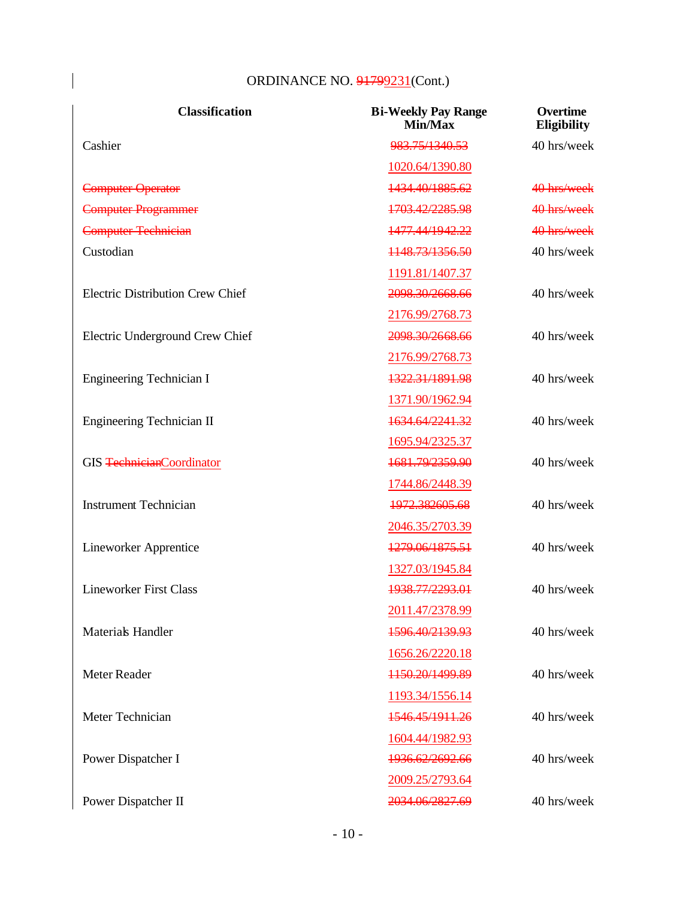ORDINANCE NO. ~~91799~~231(Cont.)

| Classification | Bi-Weekly Pay Range Min/Max | Overtime Eligibility |
|---|---|---|
| Cashier | ~~983.75/1340.53~~ | 40 hrs/week |
| | 1020.64/1390.80 | |
| ~~Computer Operator~~ | ~~1434.40/1885.62~~ | ~~40 hrs/week~~ |
| ~~Computer Programmer~~ | ~~1703.42/2285.98~~ | ~~40 hrs/week~~ |
| ~~Computer Technician~~ | ~~1477.44/1942.22~~ | ~~40 hrs/week~~ |
| Custodian | ~~1148.73/1356.50~~ | 40 hrs/week |
| | 1191.81/1407.37 | |
| Electric Distribution Crew Chief | ~~2098.30/2668.66~~ | 40 hrs/week |
| | 2176.99/2768.73 | |
| Electric Underground Crew Chief | ~~2098.30/2668.66~~ | 40 hrs/week |
| | 2176.99/2768.73 | |
| Engineering Technician I | ~~1322.31/1891.98~~ | 40 hrs/week |
| | 1371.90/1962.94 | |
| Engineering Technician II | ~~1634.64/2241.32~~ | 40 hrs/week |
| | 1695.94/2325.37 | |
| GIS ~~Technician~~Coordinator | ~~1681.79/2359.90~~ | 40 hrs/week |
| | 1744.86/2448.39 | |
| Instrument Technician | ~~1972.382605.68~~ | 40 hrs/week |
| | 2046.35/2703.39 | |
| Lineworker Apprentice | ~~1279.06/1875.51~~ | 40 hrs/week |
| | 1327.03/1945.84 | |
| Lineworker First Class | ~~1938.77/2293.01~~ | 40 hrs/week |
| | 2011.47/2378.99 | |
| Materials Handler | ~~1596.40/2139.93~~ | 40 hrs/week |
| | 1656.26/2220.18 | |
| Meter Reader | ~~1150.20/1499.89~~ | 40 hrs/week |
| | 1193.34/1556.14 | |
| Meter Technician | ~~1546.45/1911.26~~ | 40 hrs/week |
| | 1604.44/1982.93 | |
| Power Dispatcher I | ~~1936.62/2692.66~~ | 40 hrs/week |
| | 2009.25/2793.64 | |
| Power Dispatcher II | ~~2034.06/2827.69~~ | 40 hrs/week |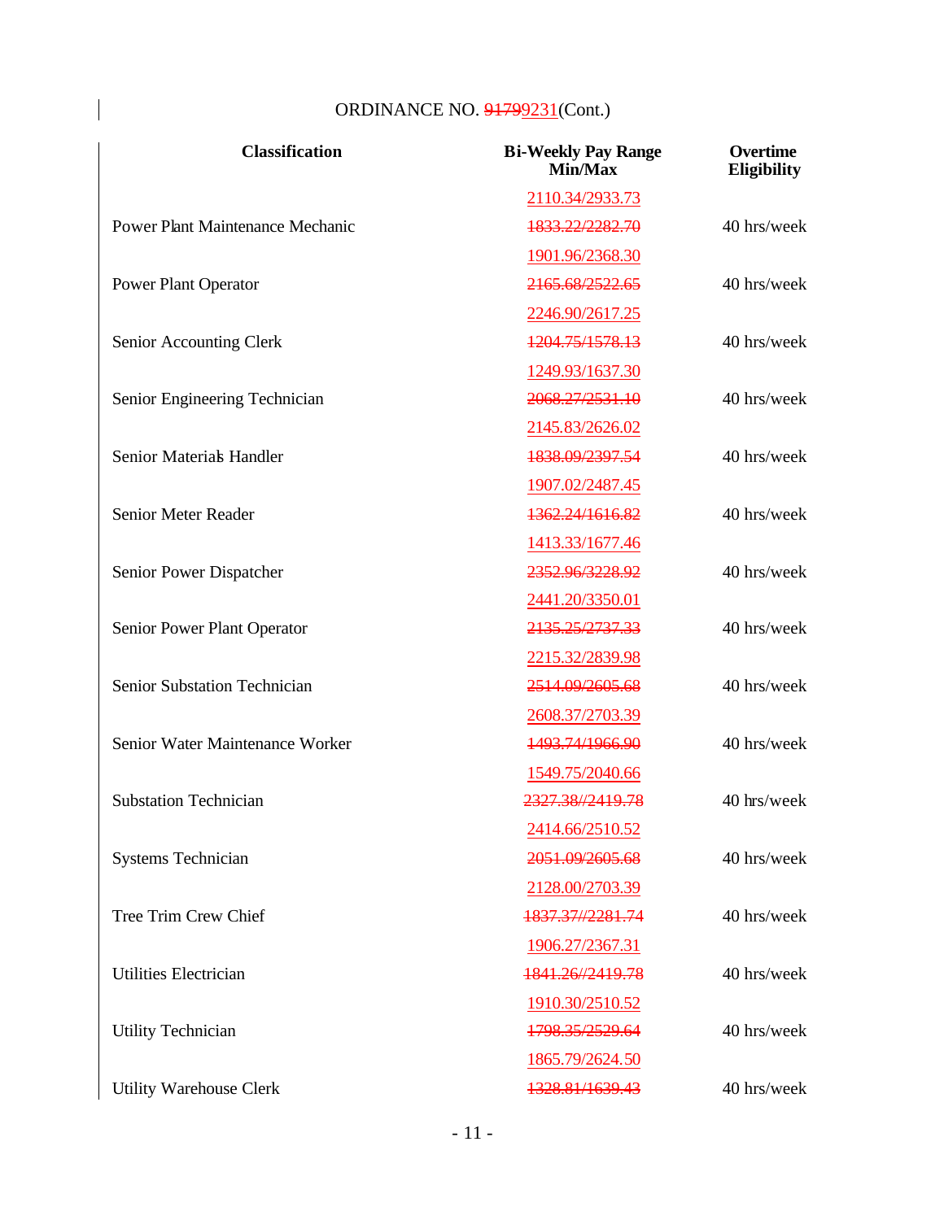ORDINANCE NO. ~~9179~~9231(Cont.)

| Classification | Bi-Weekly Pay Range Min/Max | Overtime Eligibility |
|---|---|---|
| | 2110.34/2933.73 | |
| Power Plant Maintenance Mechanic | ~~1833.22/2282.70~~ | 40 hrs/week |
| | 1901.96/2368.30 | |
| Power Plant Operator | ~~2165.68/2522.65~~ | 40 hrs/week |
| | 2246.90/2617.25 | |
| Senior Accounting Clerk | ~~1204.75/1578.13~~ | 40 hrs/week |
| | 1249.93/1637.30 | |
| Senior Engineering Technician | ~~2068.27/2531.10~~ | 40 hrs/week |
| | 2145.83/2626.02 | |
| Senior Materials Handler | ~~1838.09/2397.54~~ | 40 hrs/week |
| | 1907.02/2487.45 | |
| Senior Meter Reader | ~~1362.24/1616.82~~ | 40 hrs/week |
| | 1413.33/1677.46 | |
| Senior Power Dispatcher | ~~2352.96/3228.92~~ | 40 hrs/week |
| | 2441.20/3350.01 | |
| Senior Power Plant Operator | ~~2135.25/2737.33~~ | 40 hrs/week |
| | 2215.32/2839.98 | |
| Senior Substation Technician | ~~2514.09/2605.68~~ | 40 hrs/week |
| | 2608.37/2703.39 | |
| Senior Water Maintenance Worker | ~~1493.74/1966.90~~ | 40 hrs/week |
| | 1549.75/2040.66 | |
| Substation Technician | ~~2327.38//2419.78~~ | 40 hrs/week |
| | 2414.66/2510.52 | |
| Systems Technician | ~~2051.09/2605.68~~ | 40 hrs/week |
| | 2128.00/2703.39 | |
| Tree Trim Crew Chief | ~~1837.37//2281.74~~ | 40 hrs/week |
| | 1906.27/2367.31 | |
| Utilities Electrician | ~~1841.26//2419.78~~ | 40 hrs/week |
| | 1910.30/2510.52 | |
| Utility Technician | ~~1798.35/2529.64~~ | 40 hrs/week |
| | 1865.79/2624.50 | |
| Utility Warehouse Clerk | ~~1328.81/1639.43~~ | 40 hrs/week |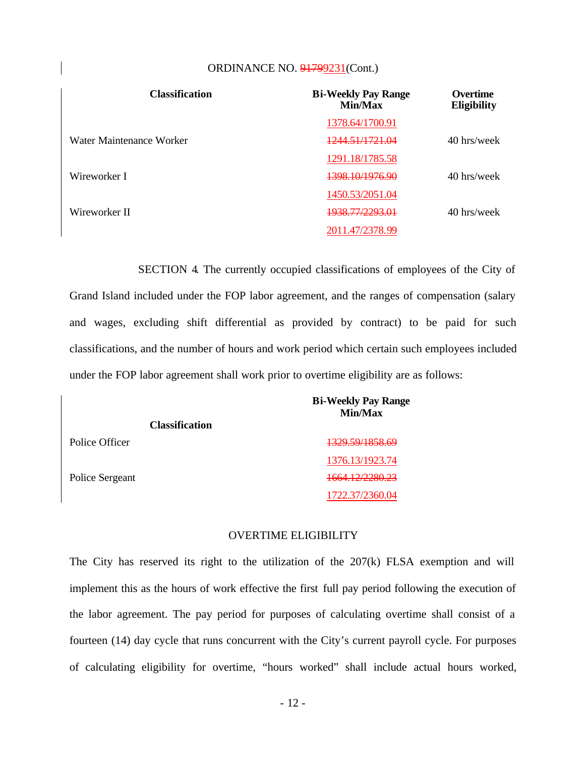| Classification | Bi-Weekly Pay Range Min/Max | Overtime Eligibility |
|---|---|---|
| | 1378.64/1700.91 | |
| Water Maintenance Worker | ~~1244.51/1721.04~~ | 40 hrs/week |
| | 1291.18/1785.58 | |
| Wireworker I | ~~1398.10/1976.90~~ | 40 hrs/week |
| | 1450.53/2051.04 | |
| Wireworker II | ~~1938.77/2293.01~~ | 40 hrs/week |
| | 2011.47/2378.99 | |

SECTION 4. The currently occupied classifications of employees of the City of Grand Island included under the FOP labor agreement, and the ranges of compensation (salary and wages, excluding shift differential as provided by contract) to be paid for such classifications, and the number of hours and work period which certain such employees included under the FOP labor agreement shall work prior to overtime eligibility are as follows:

| Classification | Bi-Weekly Pay Range Min/Max |
|---|---|
| Police Officer | ~~1329.59/1858.69~~ |
| | 1376.13/1923.74 |
| Police Sergeant | ~~1664.12/2280.23~~ |
| | 1722.37/2360.04 |

OVERTIME ELIGIBILITY

The City has reserved its right to the utilization of the 207(k) FLSA exemption and will implement this as the hours of work effective the first full pay period following the execution of the labor agreement. The pay period for purposes of calculating overtime shall consist of a fourteen (14) day cycle that runs concurrent with the City's current payroll cycle. For purposes of calculating eligibility for overtime, "hours worked" shall include actual hours worked,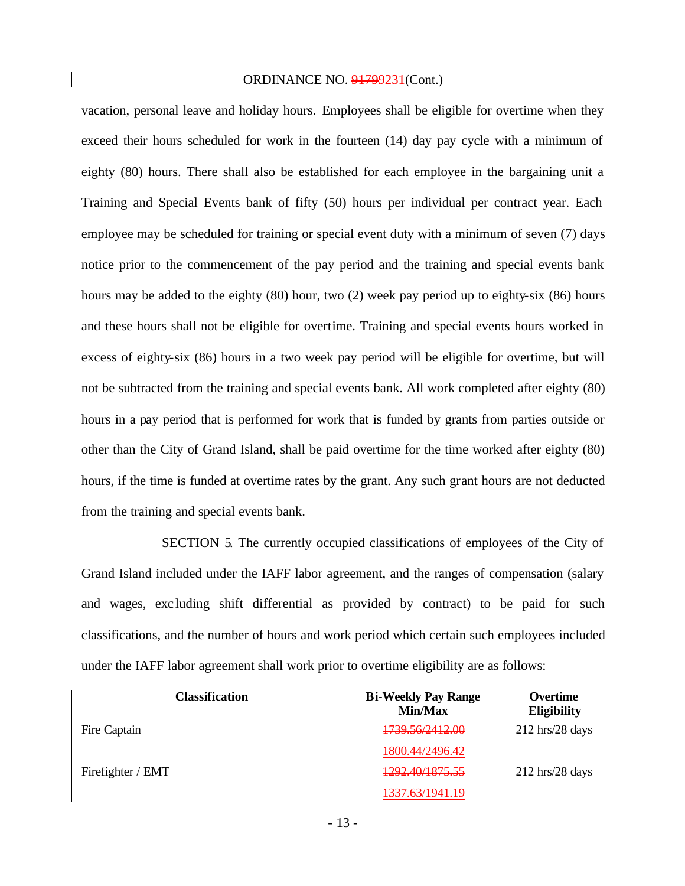ORDINANCE NO. ~~9179~~9231(Cont.)

vacation, personal leave and holiday hours. Employees shall be eligible for overtime when they exceed their hours scheduled for work in the fourteen (14) day pay cycle with a minimum of eighty (80) hours. There shall also be established for each employee in the bargaining unit a Training and Special Events bank of fifty (50) hours per individual per contract year. Each employee may be scheduled for training or special event duty with a minimum of seven (7) days notice prior to the commencement of the pay period and the training and special events bank hours may be added to the eighty (80) hour, two (2) week pay period up to eighty-six (86) hours and these hours shall not be eligible for overtime. Training and special events hours worked in excess of eighty-six (86) hours in a two week pay period will be eligible for overtime, but will not be subtracted from the training and special events bank. All work completed after eighty (80) hours in a pay period that is performed for work that is funded by grants from parties outside or other than the City of Grand Island, shall be paid overtime for the time worked after eighty (80) hours, if the time is funded at overtime rates by the grant. Any such grant hours are not deducted from the training and special events bank.

SECTION 5. The currently occupied classifications of employees of the City of Grand Island included under the IAFF labor agreement, and the ranges of compensation (salary and wages, excluding shift differential as provided by contract) to be paid for such classifications, and the number of hours and work period which certain such employees included under the IAFF labor agreement shall work prior to overtime eligibility are as follows:

| Classification | Bi-Weekly Pay Range Min/Max | Overtime Eligibility |
|---|---|---|
| Fire Captain | ~~1739.56/2412.00~~ | 212 hrs/28 days |
| | 1800.44/2496.42 | |
| Firefighter / EMT | ~~1292.40/1875.55~~ | 212 hrs/28 days |
| | 1337.63/1941.19 | |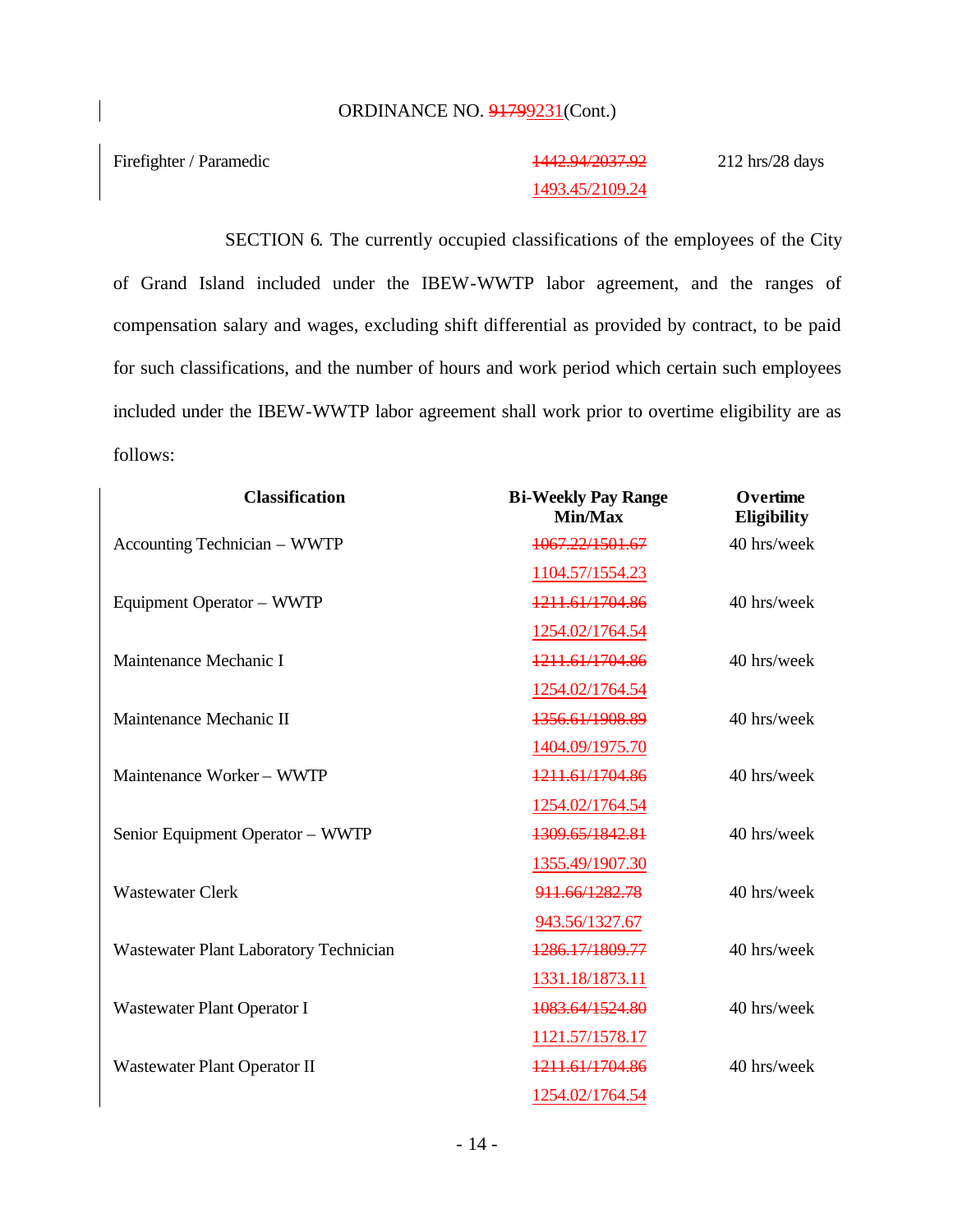ORDINANCE NO. ~~9179~~9231(Cont.)

| | | |
|---|---|---|
| Firefighter / Paramedic | ~~1442.94/2037.92~~ 1493.45/2109.24 | 212 hrs/28 days |

SECTION 6. The currently occupied classifications of the employees of the City of Grand Island included under the IBEW-WWTP labor agreement, and the ranges of compensation salary and wages, excluding shift differential as provided by contract, to be paid for such classifications, and the number of hours and work period which certain such employees included under the IBEW-WWTP labor agreement shall work prior to overtime eligibility are as follows:

| Classification | Bi-Weekly Pay Range Min/Max | Overtime Eligibility |
|---|---|---|
| Accounting Technician – WWTP | ~~1067.22/1501.67~~ 1104.57/1554.23 | 40 hrs/week |
| Equipment Operator – WWTP | ~~1211.61/1704.86~~ 1254.02/1764.54 | 40 hrs/week |
| Maintenance Mechanic I | ~~1211.61/1704.86~~ 1254.02/1764.54 | 40 hrs/week |
| Maintenance Mechanic II | ~~1356.61/1908.89~~ 1404.09/1975.70 | 40 hrs/week |
| Maintenance Worker – WWTP | ~~1211.61/1704.86~~ 1254.02/1764.54 | 40 hrs/week |
| Senior Equipment Operator – WWTP | ~~1309.65/1842.81~~ 1355.49/1907.30 | 40 hrs/week |
| Wastewater Clerk | ~~911.66/1282.78~~ 943.56/1327.67 | 40 hrs/week |
| Wastewater Plant Laboratory Technician | ~~1286.17/1809.77~~ 1331.18/1873.11 | 40 hrs/week |
| Wastewater Plant Operator I | ~~1083.64/1524.80~~ 1121.57/1578.17 | 40 hrs/week |
| Wastewater Plant Operator II | ~~1211.61/1704.86~~ 1254.02/1764.54 | 40 hrs/week |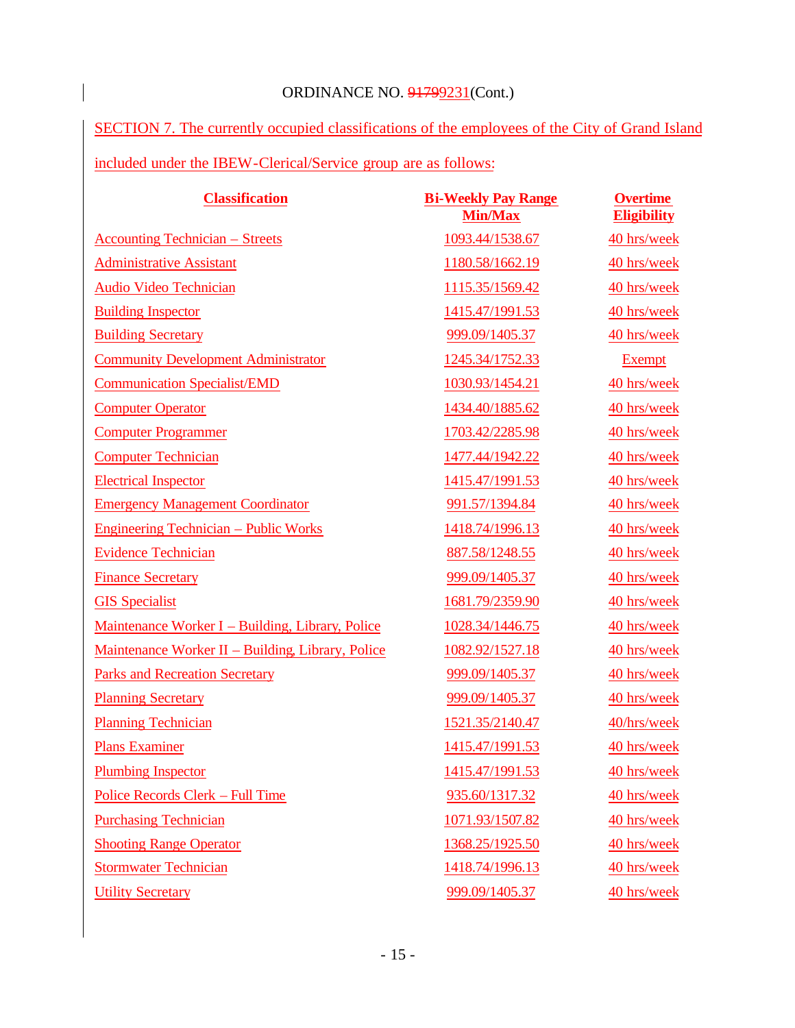ORDINANCE NO. ~~9179~~9231(Cont.)

SECTION 7. The currently occupied classifications of the employees of the City of Grand Island included under the IBEW-Clerical/Service group are as follows:

| **Classification** | **Bi-Weekly Pay Range Min/Max** | **Overtime Eligibility** |
|---|---|---|
| Accounting Technician – Streets | 1093.44/1538.67 | 40 hrs/week |
| Administrative Assistant | 1180.58/1662.19 | 40 hrs/week |
| Audio Video Technician | 1115.35/1569.42 | 40 hrs/week |
| Building Inspector | 1415.47/1991.53 | 40 hrs/week |
| Building Secretary | 999.09/1405.37 | 40 hrs/week |
| Community Development Administrator | 1245.34/1752.33 | Exempt |
| Communication Specialist/EMD | 1030.93/1454.21 | 40 hrs/week |
| Computer Operator | 1434.40/1885.62 | 40 hrs/week |
| Computer Programmer | 1703.42/2285.98 | 40 hrs/week |
| Computer Technician | 1477.44/1942.22 | 40 hrs/week |
| Electrical Inspector | 1415.47/1991.53 | 40 hrs/week |
| Emergency Management Coordinator | 991.57/1394.84 | 40 hrs/week |
| Engineering Technician – Public Works | 1418.74/1996.13 | 40 hrs/week |
| Evidence Technician | 887.58/1248.55 | 40 hrs/week |
| Finance Secretary | 999.09/1405.37 | 40 hrs/week |
| GIS Specialist | 1681.79/2359.90 | 40 hrs/week |
| Maintenance Worker I – Building, Library, Police | 1028.34/1446.75 | 40 hrs/week |
| Maintenance Worker II – Building, Library, Police | 1082.92/1527.18 | 40 hrs/week |
| Parks and Recreation Secretary | 999.09/1405.37 | 40 hrs/week |
| Planning Secretary | 999.09/1405.37 | 40 hrs/week |
| Planning Technician | 1521.35/2140.47 | 40/hrs/week |
| Plans Examiner | 1415.47/1991.53 | 40 hrs/week |
| Plumbing Inspector | 1415.47/1991.53 | 40 hrs/week |
| Police Records Clerk – Full Time | 935.60/1317.32 | 40 hrs/week |
| Purchasing Technician | 1071.93/1507.82 | 40 hrs/week |
| Shooting Range Operator | 1368.25/1925.50 | 40 hrs/week |
| Stormwater Technician | 1418.74/1996.13 | 40 hrs/week |
| Utility Secretary | 999.09/1405.37 | 40 hrs/week |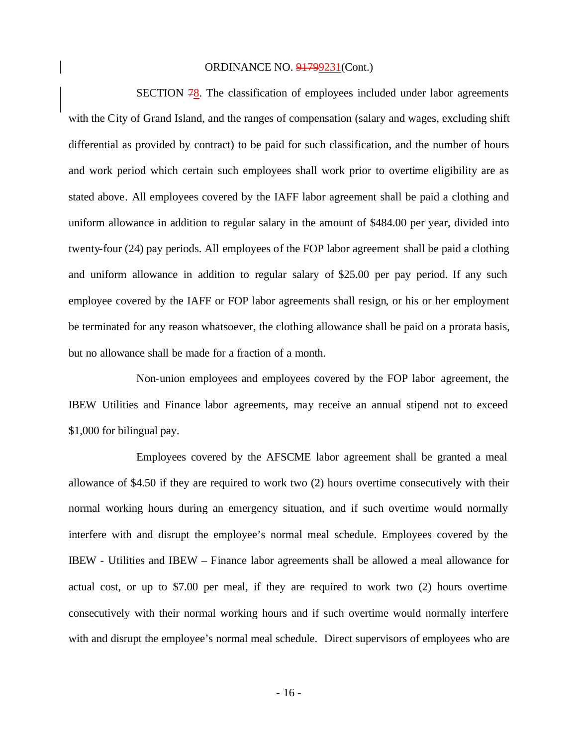ORDINANCE NO. ~~9179~~9231(Cont.)

SECTION ~~7~~8. The classification of employees included under labor agreements with the City of Grand Island, and the ranges of compensation (salary and wages, excluding shift differential as provided by contract) to be paid for such classification, and the number of hours and work period which certain such employees shall work prior to overtime eligibility are as stated above. All employees covered by the IAFF labor agreement shall be paid a clothing and uniform allowance in addition to regular salary in the amount of $484.00 per year, divided into twenty-four (24) pay periods. All employees of the FOP labor agreement shall be paid a clothing and uniform allowance in addition to regular salary of $25.00 per pay period. If any such employee covered by the IAFF or FOP labor agreements shall resign, or his or her employment be terminated for any reason whatsoever, the clothing allowance shall be paid on a prorata basis, but no allowance shall be made for a fraction of a month.

Non-union employees and employees covered by the FOP labor agreement, the IBEW Utilities and Finance labor agreements, may receive an annual stipend not to exceed $1,000 for bilingual pay.

Employees covered by the AFSCME labor agreement shall be granted a meal allowance of $4.50 if they are required to work two (2) hours overtime consecutively with their normal working hours during an emergency situation, and if such overtime would normally interfere with and disrupt the employee's normal meal schedule. Employees covered by the IBEW - Utilities and IBEW – Finance labor agreements shall be allowed a meal allowance for actual cost, or up to $7.00 per meal, if they are required to work two (2) hours overtime consecutively with their normal working hours and if such overtime would normally interfere with and disrupt the employee's normal meal schedule. Direct supervisors of employees who are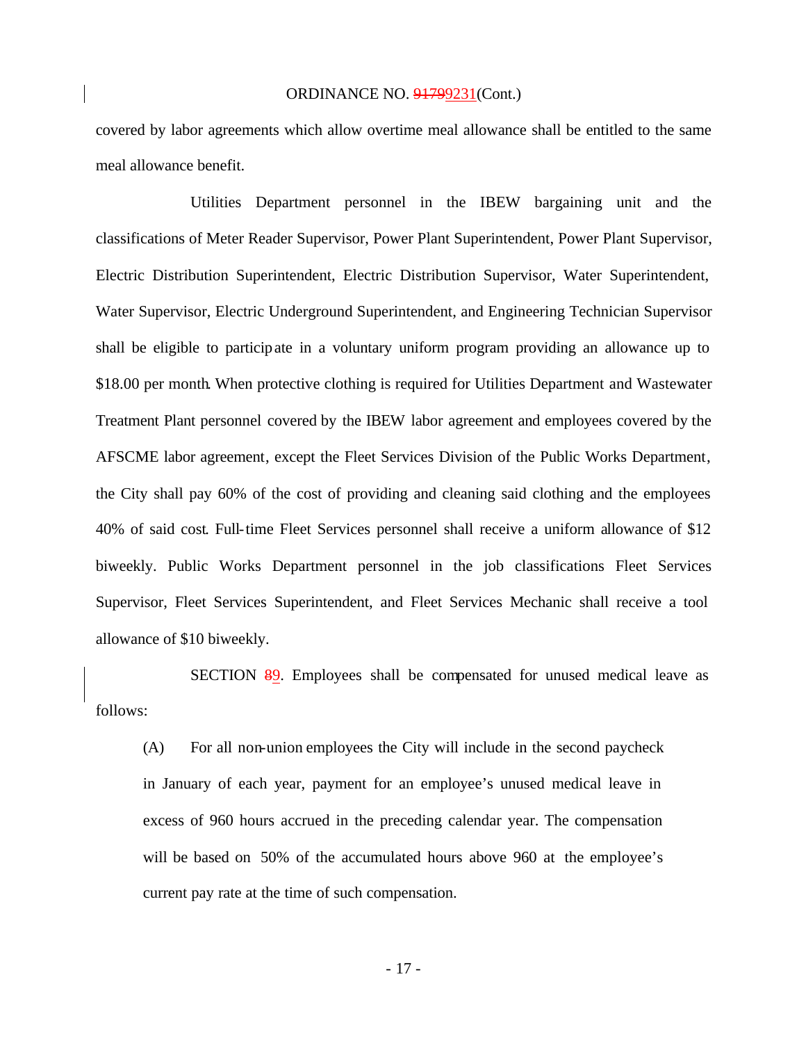covered by labor agreements which allow overtime meal allowance shall be entitled to the same meal allowance benefit.

Utilities Department personnel in the IBEW bargaining unit and the classifications of Meter Reader Supervisor, Power Plant Superintendent, Power Plant Supervisor, Electric Distribution Superintendent, Electric Distribution Supervisor, Water Superintendent, Water Supervisor, Electric Underground Superintendent, and Engineering Technician Supervisor shall be eligible to participate in a voluntary uniform program providing an allowance up to $18.00 per month. When protective clothing is required for Utilities Department and Wastewater Treatment Plant personnel covered by the IBEW labor agreement and employees covered by the AFSCME labor agreement, except the Fleet Services Division of the Public Works Department, the City shall pay 60% of the cost of providing and cleaning said clothing and the employees 40% of said cost. Full-time Fleet Services personnel shall receive a uniform allowance of $12 biweekly. Public Works Department personnel in the job classifications Fleet Services Supervisor, Fleet Services Superintendent, and Fleet Services Mechanic shall receive a tool allowance of $10 biweekly.

SECTION ~~8~~9. Employees shall be compensated for unused medical leave as follows:

(A) For all non-union employees the City will include in the second paycheck in January of each year, payment for an employee's unused medical leave in excess of 960 hours accrued in the preceding calendar year. The compensation will be based on 50% of the accumulated hours above 960 at the employee's current pay rate at the time of such compensation.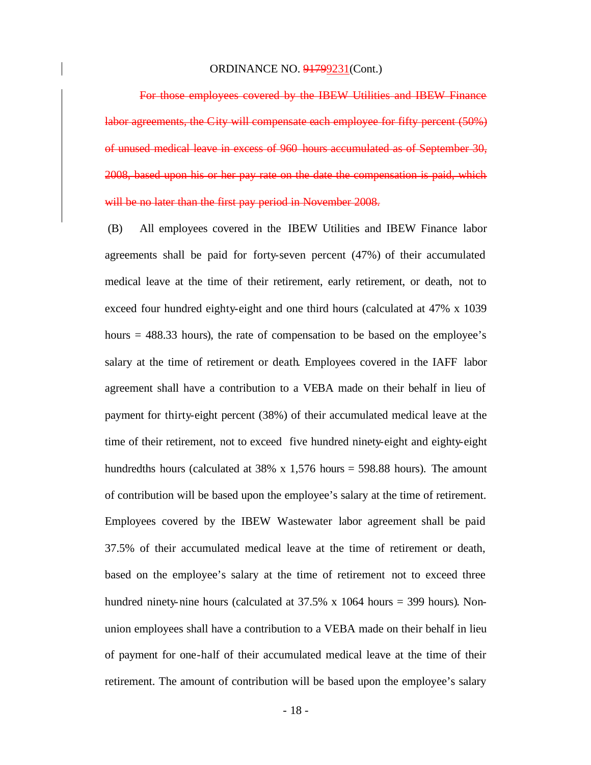ORDINANCE NO. ~~9179~~9231(Cont.)

~~For those employees covered by the IBEW Utilities and IBEW Finance labor agreements, the City will compensate each employee for fifty percent (50%) of unused medical leave in excess of 960 hours accumulated as of September 30, 2008, based upon his or her pay rate on the date the compensation is paid, which will be no later than the first pay period in November 2008.~~

(B) All employees covered in the IBEW Utilities and IBEW Finance labor agreements shall be paid for forty-seven percent (47%) of their accumulated medical leave at the time of their retirement, early retirement, or death, not to exceed four hundred eighty-eight and one third hours (calculated at 47% x 1039 hours = 488.33 hours), the rate of compensation to be based on the employee's salary at the time of retirement or death. Employees covered in the IAFF labor agreement shall have a contribution to a VEBA made on their behalf in lieu of payment for thirty-eight percent (38%) of their accumulated medical leave at the time of their retirement, not to exceed five hundred ninety-eight and eighty-eight hundredths hours (calculated at 38% x 1,576 hours = 598.88 hours). The amount of contribution will be based upon the employee's salary at the time of retirement. Employees covered by the IBEW Wastewater labor agreement shall be paid 37.5% of their accumulated medical leave at the time of retirement or death, based on the employee's salary at the time of retirement not to exceed three hundred ninety-nine hours (calculated at 37.5% x 1064 hours = 399 hours). Non-union employees shall have a contribution to a VEBA made on their behalf in lieu of payment for one-half of their accumulated medical leave at the time of their retirement. The amount of contribution will be based upon the employee's salary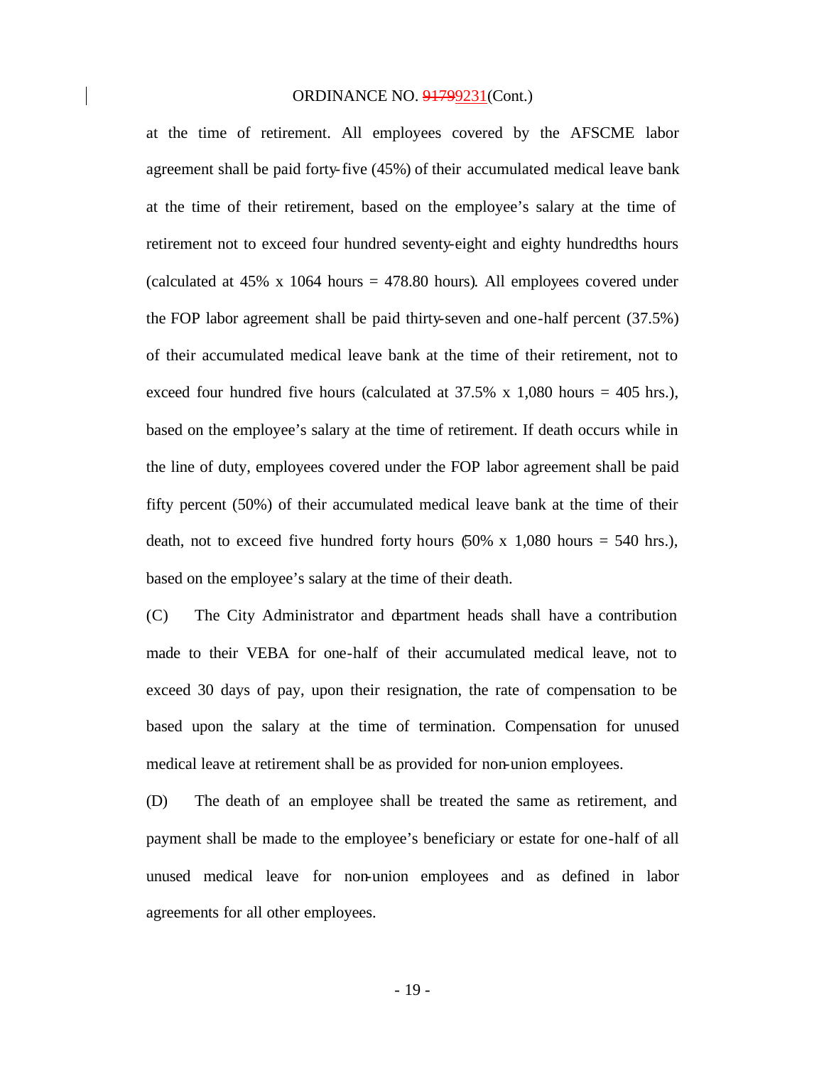at the time of retirement. All employees covered by the AFSCME labor agreement shall be paid forty-five (45%) of their accumulated medical leave bank at the time of their retirement, based on the employee's salary at the time of retirement not to exceed four hundred seventy-eight and eighty hundredths hours (calculated at 45% x 1064 hours = 478.80 hours). All employees covered under the FOP labor agreement shall be paid thirty-seven and one-half percent (37.5%) of their accumulated medical leave bank at the time of their retirement, not to exceed four hundred five hours (calculated at 37.5% x 1,080 hours = 405 hrs.), based on the employee's salary at the time of retirement. If death occurs while in the line of duty, employees covered under the FOP labor agreement shall be paid fifty percent (50%) of their accumulated medical leave bank at the time of their death, not to exceed five hundred forty hours (50% x 1,080 hours = 540 hrs.), based on the employee's salary at the time of their death.

(C) The City Administrator and department heads shall have a contribution made to their VEBA for one-half of their accumulated medical leave, not to exceed 30 days of pay, upon their resignation, the rate of compensation to be based upon the salary at the time of termination. Compensation for unused medical leave at retirement shall be as provided for non-union employees.

(D) The death of an employee shall be treated the same as retirement, and payment shall be made to the employee's beneficiary or estate for one-half of all unused medical leave for non-union employees and as defined in labor agreements for all other employees.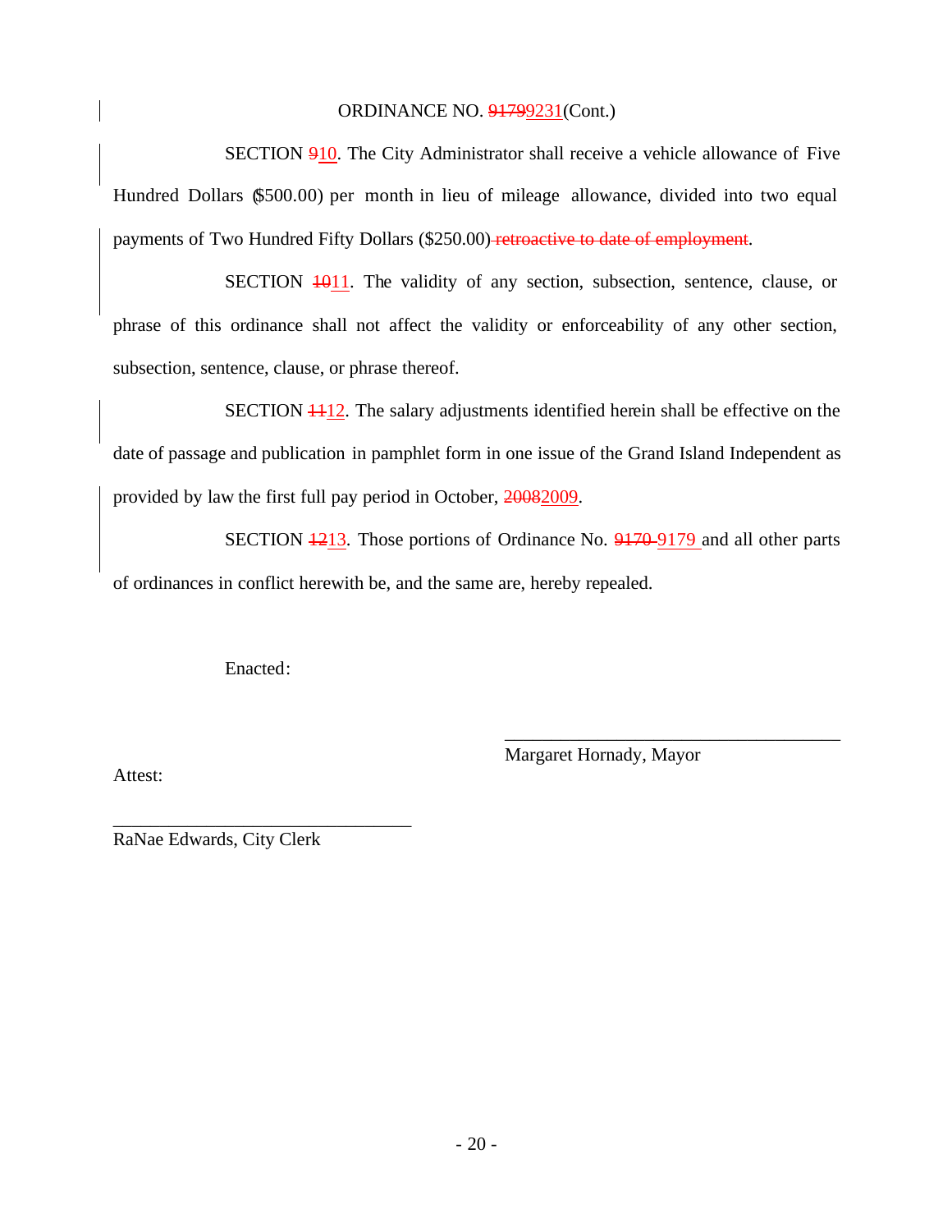ORDINANCE NO. ~~9179~~9231(Cont.)

SECTION ~~9~~10. The City Administrator shall receive a vehicle allowance of Five Hundred Dollars ($500.00) per month in lieu of mileage allowance, divided into two equal payments of Two Hundred Fifty Dollars ($250.00) ~~retroactive to date of employment~~.

SECTION ~~10~~11. The validity of any section, subsection, sentence, clause, or phrase of this ordinance shall not affect the validity or enforceability of any other section, subsection, sentence, clause, or phrase thereof.

SECTION ~~11~~12. The salary adjustments identified herein shall be effective on the date of passage and publication in pamphlet form in one issue of the Grand Island Independent as provided by law the first full pay period in October, ~~2008~~2009.

SECTION ~~12~~13. Those portions of Ordinance No. ~~9170~~ 9179 and all other parts of ordinances in conflict herewith be, and the same are, hereby repealed.

Enacted:

\_\_\_\_\_\_\_\_\_\_\_\_\_\_\_\_\_\_\_\_\_\_\_\_\_\_\_\_\_\_\_\_\_\_\_\_
Margaret Hornady, Mayor

Attest:

\_\_\_\_\_\_\_\_\_\_\_\_\_\_\_\_\_\_\_\_\_\_\_\_\_\_\_\_\_\_\_\_\_\_\_\_
RaNae Edwards, City Clerk